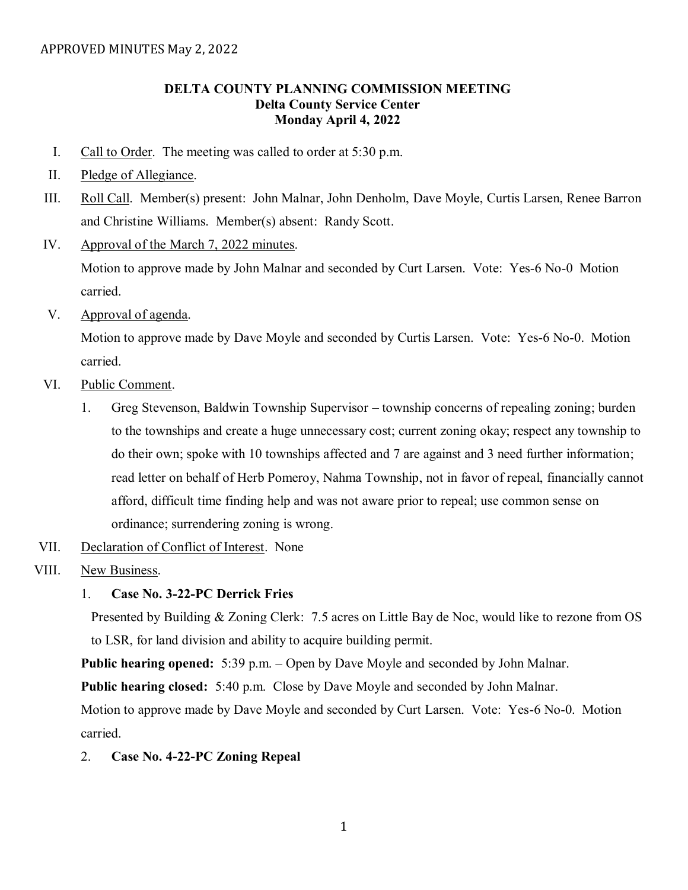APPROVED MINUTES May 2, 2022

# DELTA COUNTY PLANNING COMMISSION MEETING
## Delta County Service Center
## Monday April 4, 2022

I. Call to Order. The meeting was called to order at 5:30 p.m.

II. Pledge of Allegiance.

III. Roll Call. Member(s) present: John Malnar, John Denholm, Dave Moyle, Curtis Larsen, Renee Barron and Christine Williams. Member(s) absent: Randy Scott.

IV. Approval of the March 7, 2022 minutes.
Motion to approve made by John Malnar and seconded by Curt Larsen. Vote: Yes-6 No-0 Motion carried.

V. Approval of agenda.
Motion to approve made by Dave Moyle and seconded by Curtis Larsen. Vote: Yes-6 No-0. Motion carried.

VI. Public Comment.

1. Greg Stevenson, Baldwin Township Supervisor – township concerns of repealing zoning; burden to the townships and create a huge unnecessary cost; current zoning okay; respect any township to do their own; spoke with 10 townships affected and 7 are against and 3 need further information; read letter on behalf of Herb Pomeroy, Nahma Township, not in favor of repeal, financially cannot afford, difficult time finding help and was not aware prior to repeal; use common sense on ordinance; surrendering zoning is wrong.

VII. Declaration of Conflict of Interest. None

VIII. New Business.

1. **Case No. 3-22-PC Derrick Fries**

Presented by Building & Zoning Clerk: 7.5 acres on Little Bay de Noc, would like to rezone from OS to LSR, for land division and ability to acquire building permit.

**Public hearing opened:** 5:39 p.m. – Open by Dave Moyle and seconded by John Malnar.

**Public hearing closed:** 5:40 p.m. Close by Dave Moyle and seconded by John Malnar.

Motion to approve made by Dave Moyle and seconded by Curt Larsen. Vote: Yes-6 No-0. Motion carried.

2. **Case No. 4-22-PC Zoning Repeal**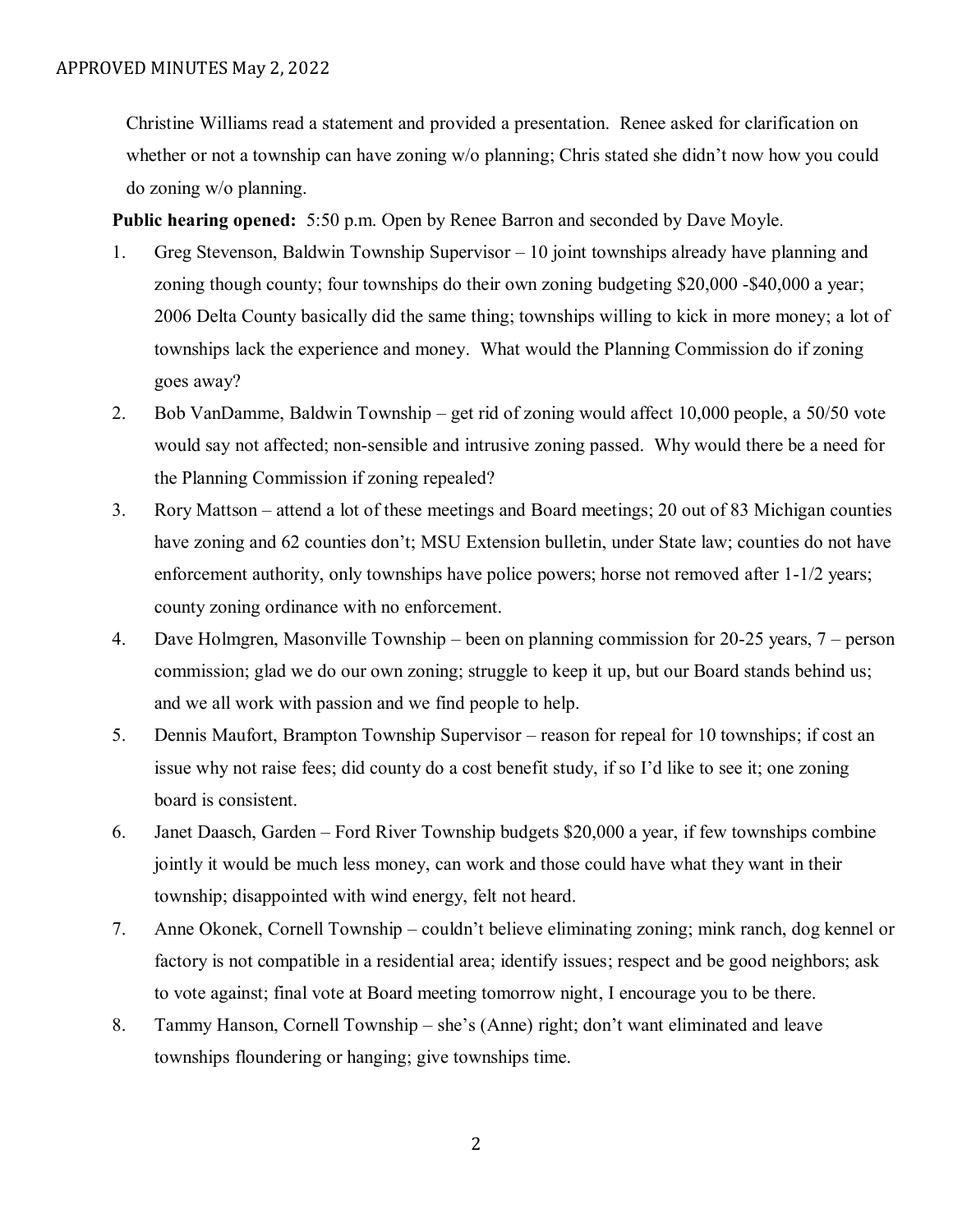Christine Williams read a statement and provided a presentation. Renee asked for clarification on whether or not a township can have zoning w/o planning; Chris stated she didn't now how you could do zoning w/o planning.

**Public hearing opened:** 5:50 p.m. Open by Renee Barron and seconded by Dave Moyle.

1. Greg Stevenson, Baldwin Township Supervisor – 10 joint townships already have planning and zoning though county; four townships do their own zoning budgeting $20,000 -$40,000 a year; 2006 Delta County basically did the same thing; townships willing to kick in more money; a lot of townships lack the experience and money. What would the Planning Commission do if zoning goes away?
2. Bob VanDamme, Baldwin Township – get rid of zoning would affect 10,000 people, a 50/50 vote would say not affected; non-sensible and intrusive zoning passed. Why would there be a need for the Planning Commission if zoning repealed?
3. Rory Mattson – attend a lot of these meetings and Board meetings; 20 out of 83 Michigan counties have zoning and 62 counties don't; MSU Extension bulletin, under State law; counties do not have enforcement authority, only townships have police powers; horse not removed after 1-1/2 years; county zoning ordinance with no enforcement.
4. Dave Holmgren, Masonville Township – been on planning commission for 20-25 years, 7 – person commission; glad we do our own zoning; struggle to keep it up, but our Board stands behind us; and we all work with passion and we find people to help.
5. Dennis Maufort, Brampton Township Supervisor – reason for repeal for 10 townships; if cost an issue why not raise fees; did county do a cost benefit study, if so I'd like to see it; one zoning board is consistent.
6. Janet Daasch, Garden – Ford River Township budgets $20,000 a year, if few townships combine jointly it would be much less money, can work and those could have what they want in their township; disappointed with wind energy, felt not heard.
7. Anne Okonek, Cornell Township – couldn't believe eliminating zoning; mink ranch, dog kennel or factory is not compatible in a residential area; identify issues; respect and be good neighbors; ask to vote against; final vote at Board meeting tomorrow night, I encourage you to be there.
8. Tammy Hanson, Cornell Township – she's (Anne) right; don't want eliminated and leave townships floundering or hanging; give townships time.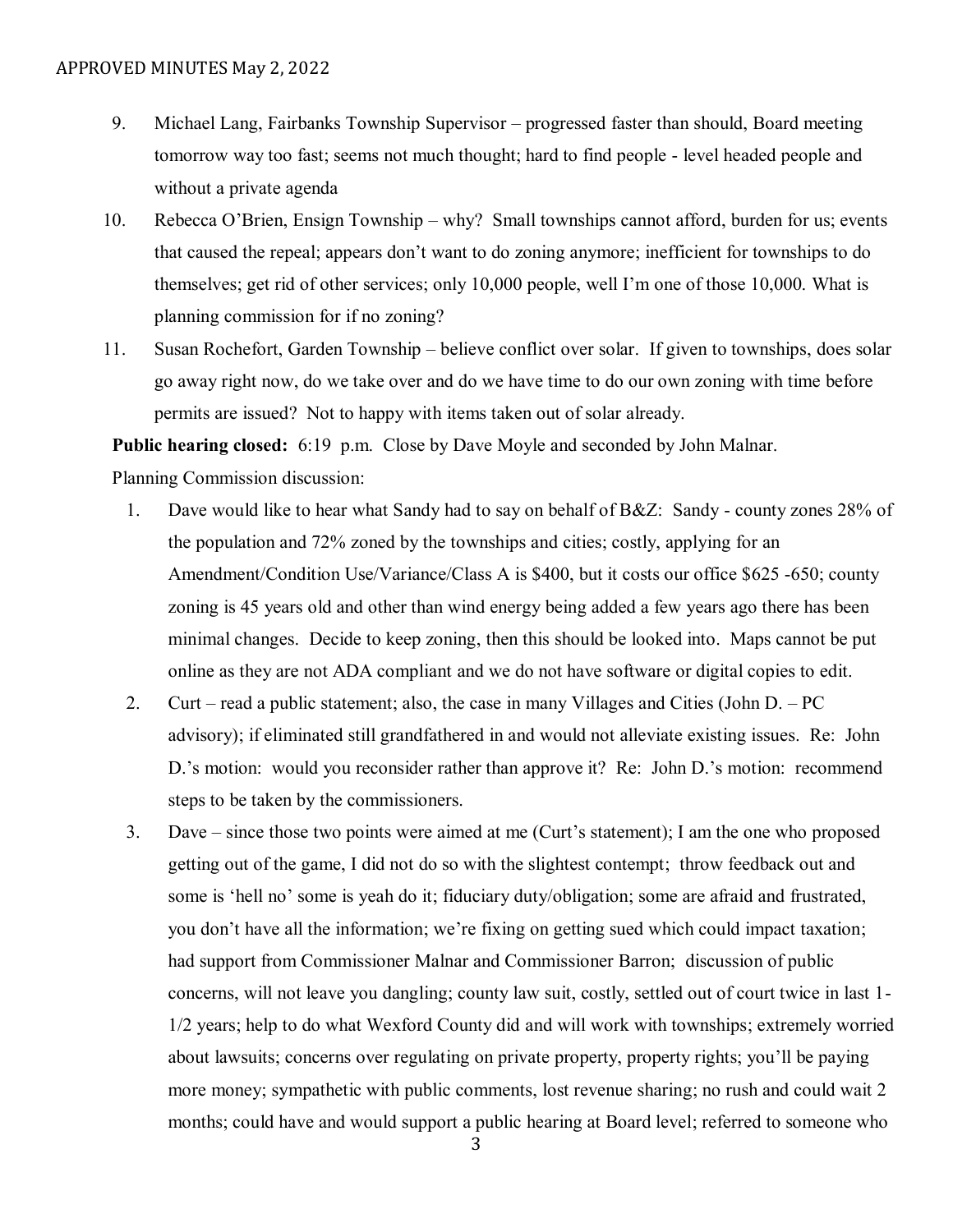9. Michael Lang, Fairbanks Township Supervisor – progressed faster than should, Board meeting tomorrow way too fast; seems not much thought; hard to find people - level headed people and without a private agenda
10. Rebecca O'Brien, Ensign Township – why? Small townships cannot afford, burden for us; events that caused the repeal; appears don't want to do zoning anymore; inefficient for townships to do themselves; get rid of other services; only 10,000 people, well I'm one of those 10,000. What is planning commission for if no zoning?
11. Susan Rochefort, Garden Township – believe conflict over solar. If given to townships, does solar go away right now, do we take over and do we have time to do our own zoning with time before permits are issued? Not to happy with items taken out of solar already.

**Public hearing closed:** 6:19 p.m. Close by Dave Moyle and seconded by John Malnar.

Planning Commission discussion:

1. Dave would like to hear what Sandy had to say on behalf of B&Z: Sandy - county zones 28% of the population and 72% zoned by the townships and cities; costly, applying for an Amendment/Condition Use/Variance/Class A is $400, but it costs our office $625 -650; county zoning is 45 years old and other than wind energy being added a few years ago there has been minimal changes. Decide to keep zoning, then this should be looked into. Maps cannot be put online as they are not ADA compliant and we do not have software or digital copies to edit.
2. Curt – read a public statement; also, the case in many Villages and Cities (John D. – PC advisory); if eliminated still grandfathered in and would not alleviate existing issues. Re: John D.'s motion: would you reconsider rather than approve it? Re: John D.'s motion: recommend steps to be taken by the commissioners.
3. Dave – since those two points were aimed at me (Curt's statement); I am the one who proposed getting out of the game, I did not do so with the slightest contempt; throw feedback out and some is 'hell no' some is yeah do it; fiduciary duty/obligation; some are afraid and frustrated, you don't have all the information; we're fixing on getting sued which could impact taxation; had support from Commissioner Malnar and Commissioner Barron; discussion of public concerns, will not leave you dangling; county law suit, costly, settled out of court twice in last 1-1/2 years; help to do what Wexford County did and will work with townships; extremely worried about lawsuits; concerns over regulating on private property, property rights; you'll be paying more money; sympathetic with public comments, lost revenue sharing; no rush and could wait 2 months; could have and would support a public hearing at Board level; referred to someone who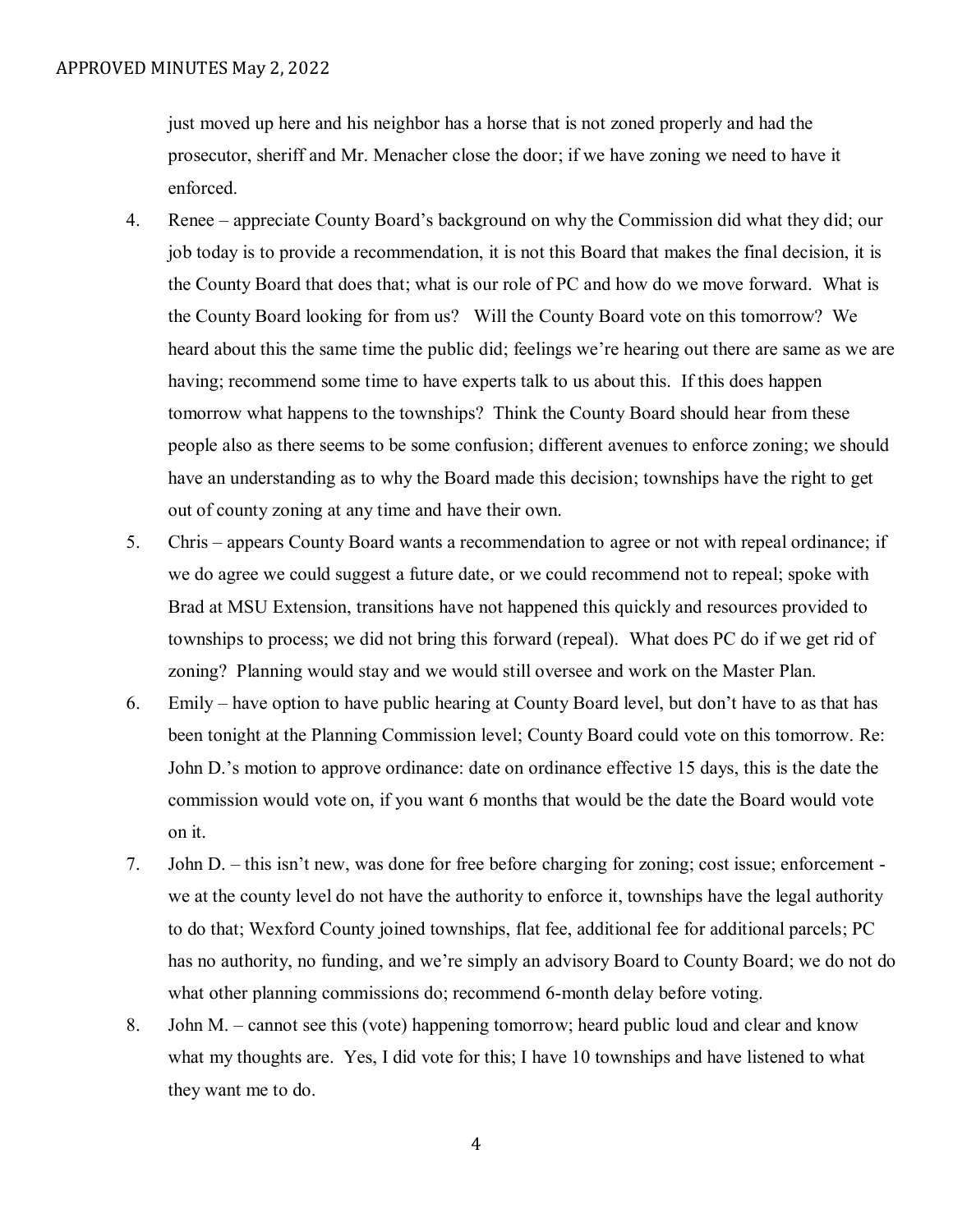just moved up here and his neighbor has a horse that is not zoned properly and had the prosecutor, sheriff and Mr. Menacher close the door; if we have zoning we need to have it enforced.

4. Renee – appreciate County Board's background on why the Commission did what they did; our job today is to provide a recommendation, it is not this Board that makes the final decision, it is the County Board that does that; what is our role of PC and how do we move forward. What is the County Board looking for from us? Will the County Board vote on this tomorrow? We heard about this the same time the public did; feelings we're hearing out there are same as we are having; recommend some time to have experts talk to us about this. If this does happen tomorrow what happens to the townships? Think the County Board should hear from these people also as there seems to be some confusion; different avenues to enforce zoning; we should have an understanding as to why the Board made this decision; townships have the right to get out of county zoning at any time and have their own.
5. Chris – appears County Board wants a recommendation to agree or not with repeal ordinance; if we do agree we could suggest a future date, or we could recommend not to repeal; spoke with Brad at MSU Extension, transitions have not happened this quickly and resources provided to townships to process; we did not bring this forward (repeal). What does PC do if we get rid of zoning? Planning would stay and we would still oversee and work on the Master Plan.
6. Emily – have option to have public hearing at County Board level, but don't have to as that has been tonight at the Planning Commission level; County Board could vote on this tomorrow. Re: John D.'s motion to approve ordinance: date on ordinance effective 15 days, this is the date the commission would vote on, if you want 6 months that would be the date the Board would vote on it.
7. John D. – this isn't new, was done for free before charging for zoning; cost issue; enforcement - we at the county level do not have the authority to enforce it, townships have the legal authority to do that; Wexford County joined townships, flat fee, additional fee for additional parcels; PC has no authority, no funding, and we're simply an advisory Board to County Board; we do not do what other planning commissions do; recommend 6-month delay before voting.
8. John M. – cannot see this (vote) happening tomorrow; heard public loud and clear and know what my thoughts are. Yes, I did vote for this; I have 10 townships and have listened to what they want me to do.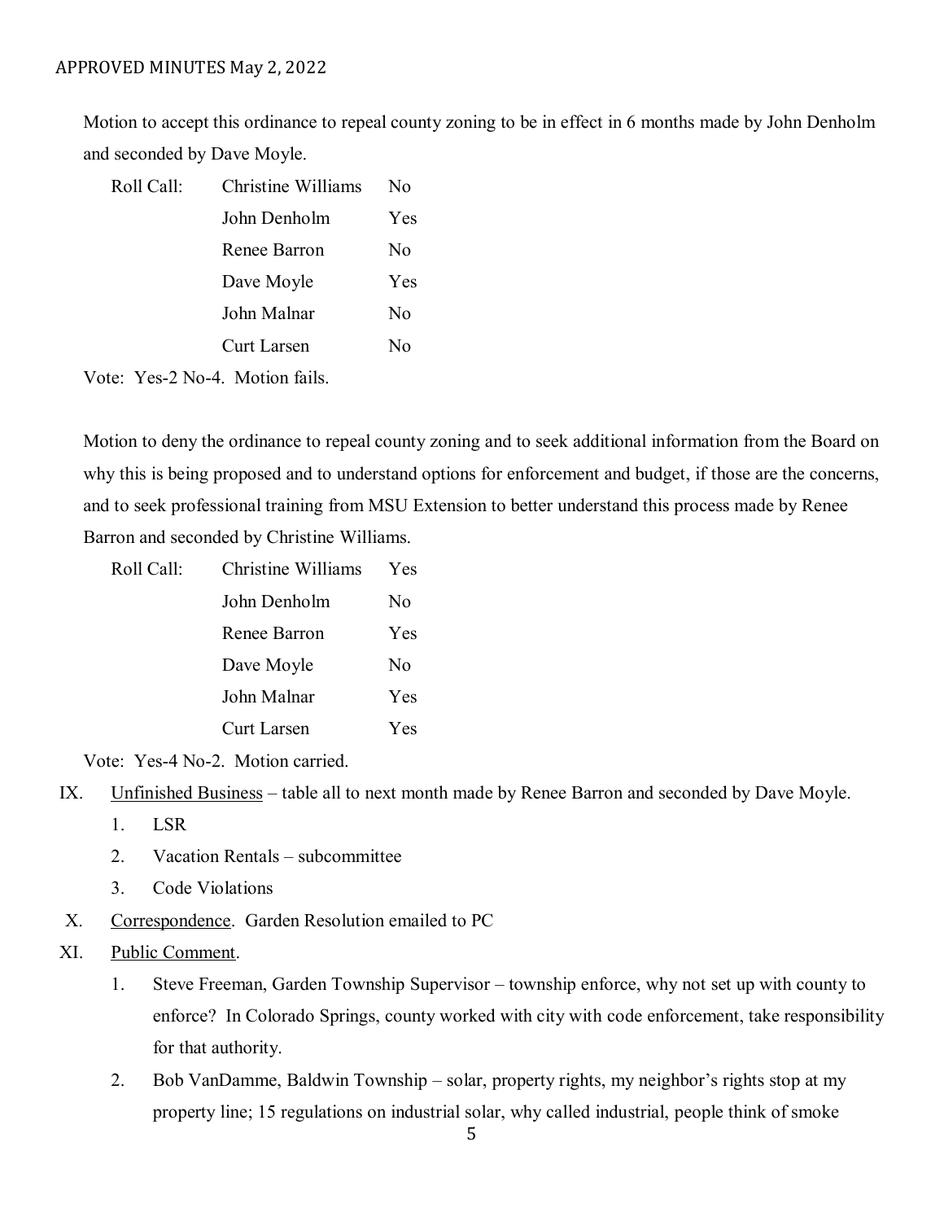Motion to accept this ordinance to repeal county zoning to be in effect in 6 months made by John Denholm and seconded by Dave Moyle.

| Roll Call: | Christine Williams | No |
|---|---|---|
| | John Denholm | Yes |
| | Renee Barron | No |
| | Dave Moyle | Yes |
| | John Malnar | No |
| | Curt Larsen | No |

Vote: Yes-2 No-4. Motion fails.

Motion to deny the ordinance to repeal county zoning and to seek additional information from the Board on why this is being proposed and to understand options for enforcement and budget, if those are the concerns, and to seek professional training from MSU Extension to better understand this process made by Renee Barron and seconded by Christine Williams.

| Roll Call: | Christine Williams | Yes |
|---|---|---|
| | John Denholm | No |
| | Renee Barron | Yes |
| | Dave Moyle | No |
| | John Malnar | Yes |
| | Curt Larsen | Yes |

Vote: Yes-4 No-2. Motion carried.

IX. Unfinished Business – table all to next month made by Renee Barron and seconded by Dave Moyle.
   1. LSR
   2. Vacation Rentals – subcommittee
   3. Code Violations

X. Correspondence. Garden Resolution emailed to PC

XI. Public Comment.
   1. Steve Freeman, Garden Township Supervisor – township enforce, why not set up with county to enforce? In Colorado Springs, county worked with city with code enforcement, take responsibility for that authority.
   2. Bob VanDamme, Baldwin Township – solar, property rights, my neighbor's rights stop at my property line; 15 regulations on industrial solar, why called industrial, people think of smoke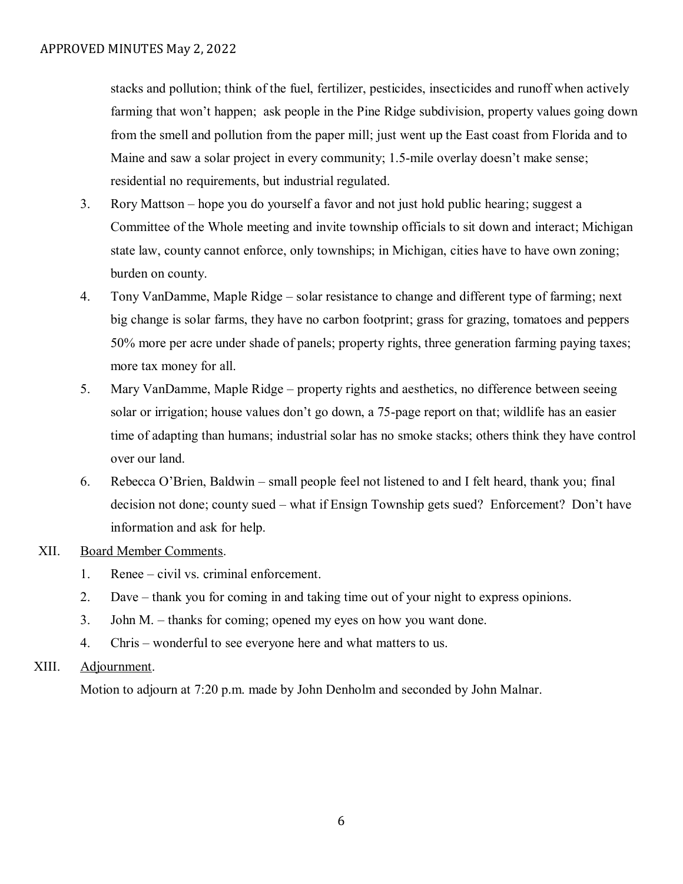stacks and pollution; think of the fuel, fertilizer, pesticides, insecticides and runoff when actively farming that won't happen; ask people in the Pine Ridge subdivision, property values going down from the smell and pollution from the paper mill; just went up the East coast from Florida and to Maine and saw a solar project in every community; 1.5-mile overlay doesn't make sense; residential no requirements, but industrial regulated.

3. Rory Mattson – hope you do yourself a favor and not just hold public hearing; suggest a Committee of the Whole meeting and invite township officials to sit down and interact; Michigan state law, county cannot enforce, only townships; in Michigan, cities have to have own zoning; burden on county.
4. Tony VanDamme, Maple Ridge – solar resistance to change and different type of farming; next big change is solar farms, they have no carbon footprint; grass for grazing, tomatoes and peppers 50% more per acre under shade of panels; property rights, three generation farming paying taxes; more tax money for all.
5. Mary VanDamme, Maple Ridge – property rights and aesthetics, no difference between seeing solar or irrigation; house values don't go down, a 75-page report on that; wildlife has an easier time of adapting than humans; industrial solar has no smoke stacks; others think they have control over our land.
6. Rebecca O'Brien, Baldwin – small people feel not listened to and I felt heard, thank you; final decision not done; county sued – what if Ensign Township gets sued? Enforcement? Don't have information and ask for help.

XII. Board Member Comments.

1. Renee – civil vs. criminal enforcement.
2. Dave – thank you for coming in and taking time out of your night to express opinions.
3. John M. – thanks for coming; opened my eyes on how you want done.
4. Chris – wonderful to see everyone here and what matters to us.

XIII. Adjournment.

Motion to adjourn at 7:20 p.m. made by John Denholm and seconded by John Malnar.